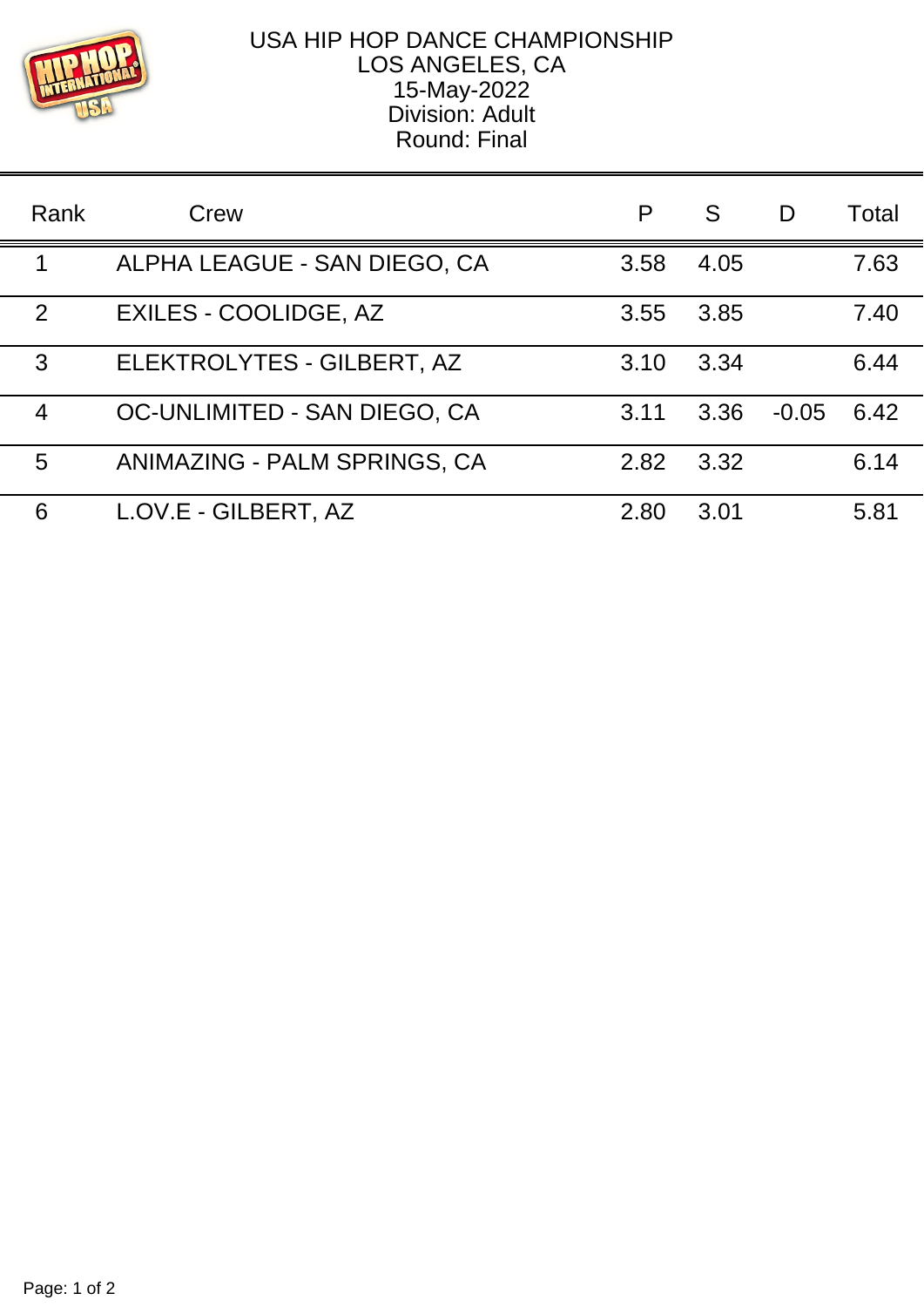# USA HIP HOP DANCE CHAMPIONSHIP

LOS ANGELES, CA

15-May-2022

Division: Adult

Round: Final

| Rank | Crew | P | S | D | Total |
|---|---|---|---|---|---|
| 1 | ALPHA LEAGUE - SAN DIEGO, CA | 3.58 | 4.05 | | 7.63 |
| 2 | EXILES - COOLIDGE, AZ | 3.55 | 3.85 | | 7.40 |
| 3 | ELEKTROLYTES - GILBERT, AZ | 3.10 | 3.34 | | 6.44 |
| 4 | OC-UNLIMITED - SAN DIEGO, CA | 3.11 | 3.36 | -0.05 | 6.42 |
| 5 | ANIMAZING - PALM SPRINGS, CA | 2.82 | 3.32 | | 6.14 |
| 6 | L.OV.E - GILBERT, AZ | 2.80 | 3.01 | | 5.81 |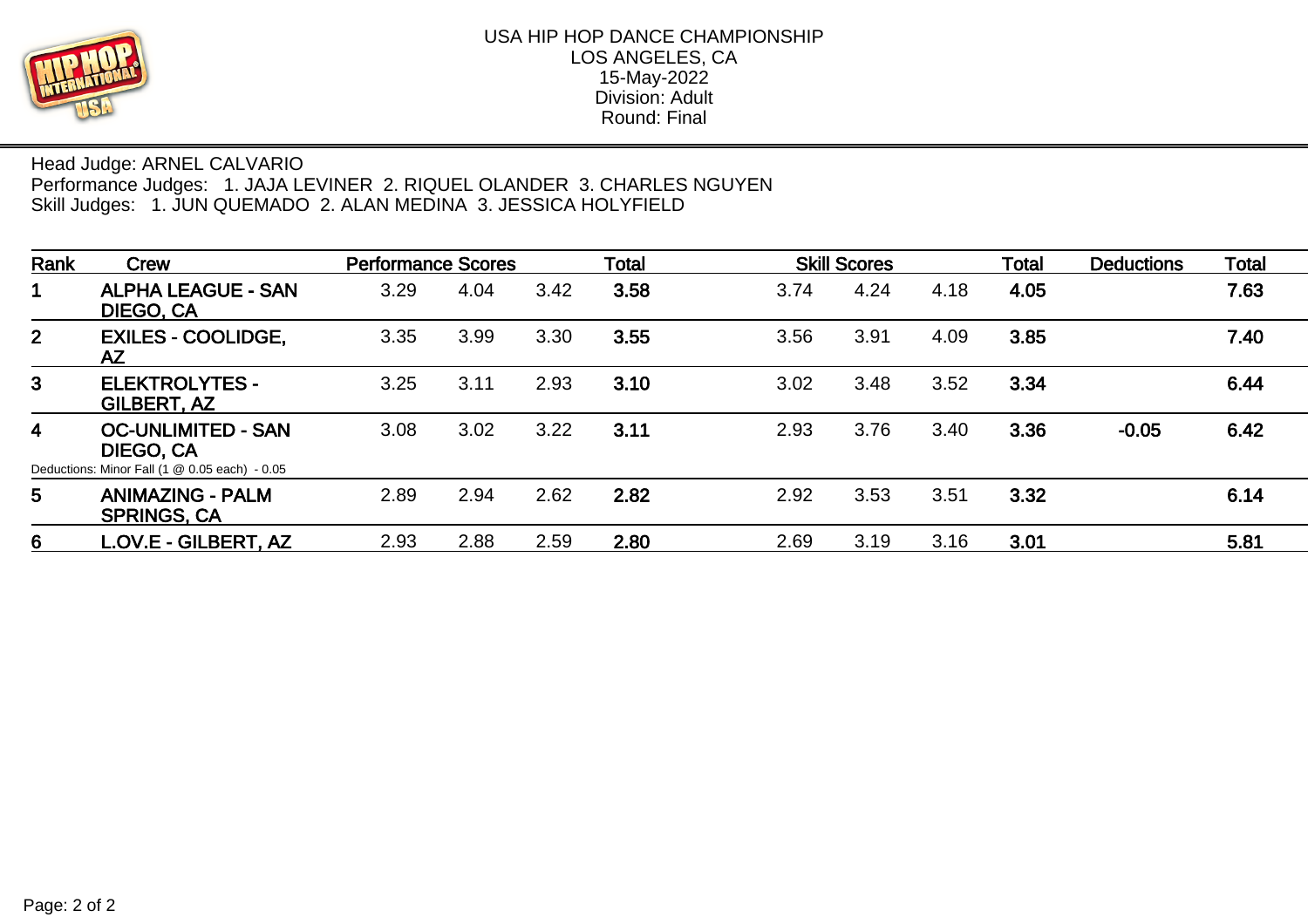USA HIP HOP DANCE CHAMPIONSHIP
LOS ANGELES, CA
15-May-2022
Division: Adult
Round: Final

Head Judge: ARNEL CALVARIO
Performance Judges: 1. JAJA LEVINER 2. RIQUEL OLANDER 3. CHARLES NGUYEN
Skill Judges: 1. JUN QUEMADO 2. ALAN MEDINA 3. JESSICA HOLYFIELD

| Rank | Crew | Performance Scores | | | Total | Skill Scores | | | Total | Deductions | Total |
|---|---|---|---|---|---|---|---|---|---|---|---|
| **1** | **ALPHA LEAGUE - SAN DIEGO, CA** | 3.29 | 4.04 | 3.42 | **3.58** | 3.74 | 4.24 | 4.18 | **4.05** | | **7.63** |
| **2** | **EXILES - COOLIDGE, AZ** | 3.35 | 3.99 | 3.30 | **3.55** | 3.56 | 3.91 | 4.09 | **3.85** | | **7.40** |
| **3** | **ELEKTROLYTES - GILBERT, AZ** | 3.25 | 3.11 | 2.93 | **3.10** | 3.02 | 3.48 | 3.52 | **3.34** | | **6.44** |
| **4** | **OC-UNLIMITED - SAN DIEGO, CA** <br> Deductions: Minor Fall (1 @ 0.05 each) - 0.05 | 3.08 | 3.02 | 3.22 | **3.11** | 2.93 | 3.76 | 3.40 | **3.36** | **-0.05** | **6.42** |
| **5** | **ANIMAZING - PALM SPRINGS, CA** | 2.89 | 2.94 | 2.62 | **2.82** | 2.92 | 3.53 | 3.51 | **3.32** | | **6.14** |
| **6** | **L.OV.E - GILBERT, AZ** | 2.93 | 2.88 | 2.59 | **2.80** | 2.69 | 3.19 | 3.16 | **3.01** | | **5.81** |